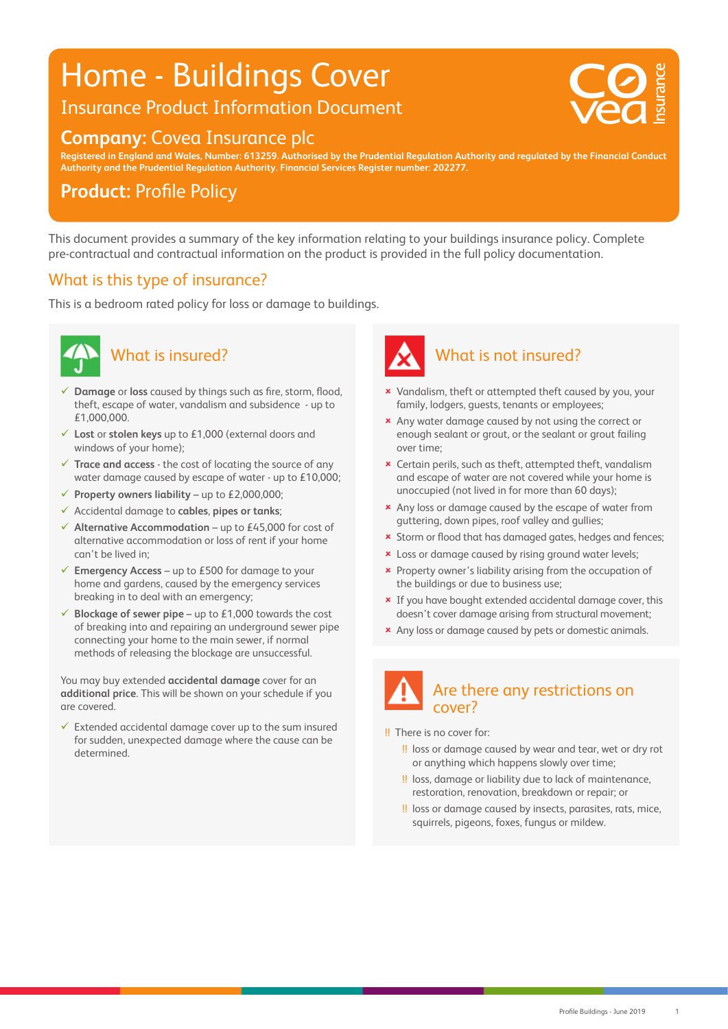# Home - Buildings Cover

Insurance Product Information Document

## **Company:** Covea Insurance plc

**Registered in England and Wales, Number: 613259. Authorised by the Prudential Regulation Authority and regulated by the Financial Conduct Authority and the Prudential Regulation Authority. Financial Services Register number: 202277.**

## **Product:** Profile Policy

This document provides a summary of the key information relating to your buildings insurance policy. Complete pre-contractual and contractual information on the product is provided in the full policy documentation.

## What is this type of insurance?

This is a bedroom rated policy for loss or damage to buildings.

## What is insured?

- ✓ **Damage** or **loss** caused by things such as fire, storm, flood, theft, escape of water, vandalism and subsidence - up to £1,000,000.
- ✓ **Lost** or **stolen keys** up to £1,000 (external doors and windows of your home);
- ✓ **Trace and access** - the cost of locating the source of any water damage caused by escape of water - up to £10,000;
- ✓ **Property owners liability** – up to £2,000,000;
- ✓ Accidental damage to **cables**, **pipes or tanks**;
- ✓ **Alternative Accommodation** – up to £45,000 for cost of alternative accommodation or loss of rent if your home can't be lived in;
- ✓ **Emergency Access** – up to £500 for damage to your home and gardens, caused by the emergency services breaking in to deal with an emergency;
- ✓ **Blockage of sewer pipe** – up to £1,000 towards the cost of breaking into and repairing an underground sewer pipe connecting your home to the main sewer, if normal methods of releasing the blockage are unsuccessful.

You may buy extended **accidental damage** cover for an **additional price**. This will be shown on your schedule if you are covered.

- ✓ Extended accidental damage cover up to the sum insured for sudden, unexpected damage where the cause can be determined.

## What is not insured?

- × Vandalism, theft or attempted theft caused by you, your family, lodgers, guests, tenants or employees;
- × Any water damage caused by not using the correct or enough sealant or grout, or the sealant or grout failing over time;
- × Certain perils, such as theft, attempted theft, vandalism and escape of water are not covered while your home is unoccupied (not lived in for more than 60 days);
- × Any loss or damage caused by the escape of water from guttering, down pipes, roof valley and gullies;
- × Storm or flood that has damaged gates, hedges and fences;
- × Loss or damage caused by rising ground water levels;
- × Property owner's liability arising from the occupation of the buildings or due to business use;
- × If you have bought extended accidental damage cover, this doesn't cover damage arising from structural movement;
- × Any loss or damage caused by pets or domestic animals.

## Are there any restrictions on cover?

!! There is no cover for:

- !! loss or damage caused by wear and tear, wet or dry rot or anything which happens slowly over time;
- !! loss, damage or liability due to lack of maintenance, restoration, renovation, breakdown or repair; or
- !! loss or damage caused by insects, parasites, rats, mice, squirrels, pigeons, foxes, fungus or mildew.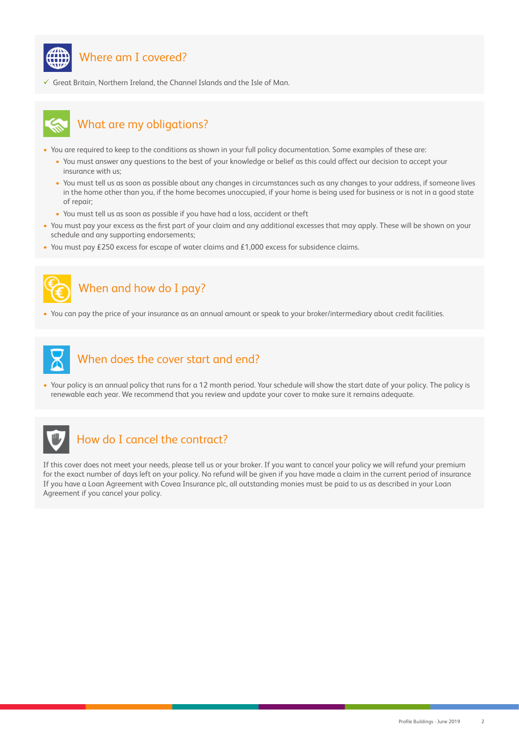## Where am I covered?

✓ Great Britain, Northern Ireland, the Channel Islands and the Isle of Man.

## What are my obligations?

- You are required to keep to the conditions as shown in your full policy documentation. Some examples of these are:
  - You must answer any questions to the best of your knowledge or belief as this could affect our decision to accept your insurance with us;
  - You must tell us as soon as possible about any changes in circumstances such as any changes to your address, if someone lives in the home other than you, if the home becomes unoccupied, if your home is being used for business or is not in a good state of repair;
  - You must tell us as soon as possible if you have had a loss, accident or theft
- You must pay your excess as the first part of your claim and any additional excesses that may apply. These will be shown on your schedule and any supporting endorsements;
- You must pay £250 excess for escape of water claims and £1,000 excess for subsidence claims.

## When and how do I pay?

- You can pay the price of your insurance as an annual amount or speak to your broker/intermediary about credit facilities.

## When does the cover start and end?

- Your policy is an annual policy that runs for a 12 month period. Your schedule will show the start date of your policy. The policy is renewable each year. We recommend that you review and update your cover to make sure it remains adequate.

## How do I cancel the contract?

If this cover does not meet your needs, please tell us or your broker. If you want to cancel your policy we will refund your premium for the exact number of days left on your policy. No refund will be given if you have made a claim in the current period of insurance If you have a Loan Agreement with Covea Insurance plc, all outstanding monies must be paid to us as described in your Loan Agreement if you cancel your policy.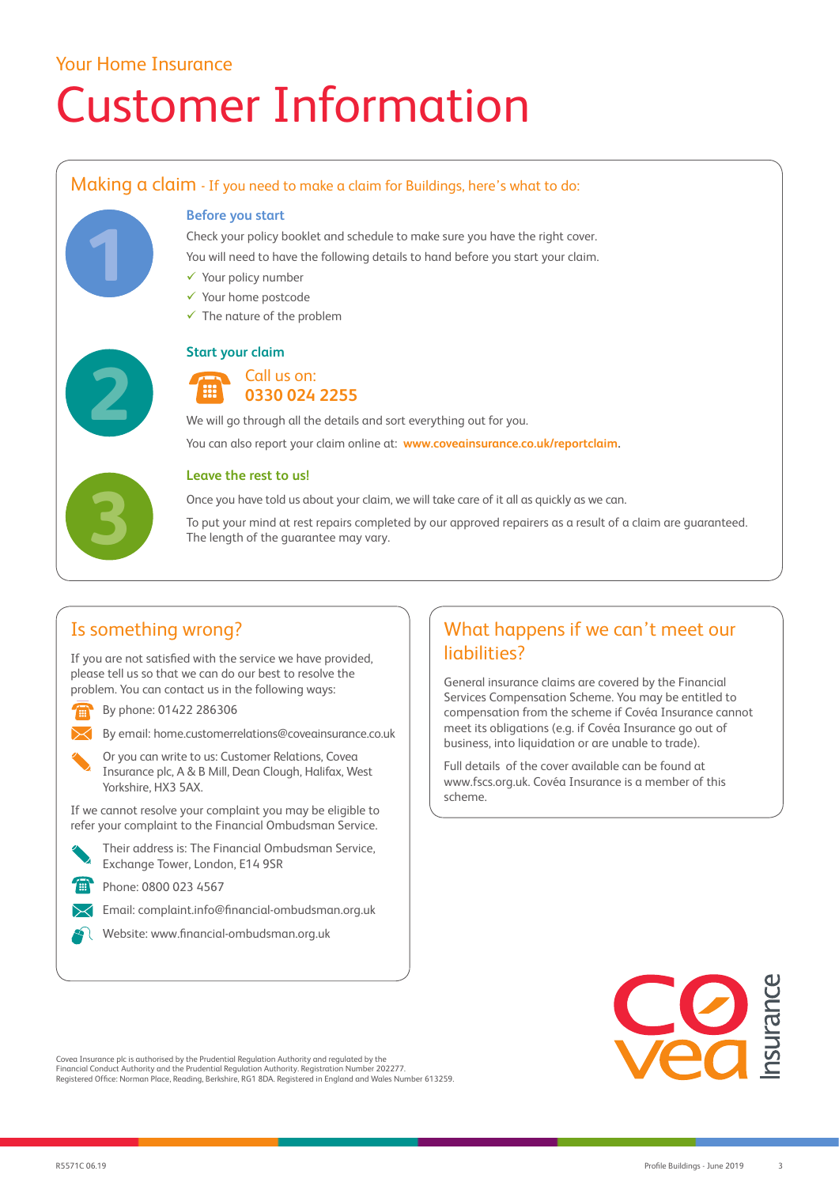Your Home Insurance

# Customer Information

## Making a claim - If you need to make a claim for Buildings, here's what to do:

### 1. Before you start

Check your policy booklet and schedule to make sure you have the right cover.

You will need to have the following details to hand before you start your claim.

- ✓ Your policy number
- ✓ Your home postcode
- ✓ The nature of the problem

### 2. Start your claim

Call us on:
**0330 024 2255**

We will go through all the details and sort everything out for you.

You can also report your claim online at: **www.coveainsurance.co.uk/reportclaim**.

### 3. Leave the rest to us!

Once you have told us about your claim, we will take care of it all as quickly as we can.

To put your mind at rest repairs completed by our approved repairers as a result of a claim are guaranteed. The length of the guarantee may vary.

## Is something wrong?

If you are not satisfied with the service we have provided, please tell us so that we can do our best to resolve the problem. You can contact us in the following ways:

- By phone: 01422 286306
- By email: home.customerrelations@coveainsurance.co.uk
- Or you can write to us: Customer Relations, Covea Insurance plc, A & B Mill, Dean Clough, Halifax, West Yorkshire, HX3 5AX.

If we cannot resolve your complaint you may be eligible to refer your complaint to the Financial Ombudsman Service.

- Their address is: The Financial Ombudsman Service, Exchange Tower, London, E14 9SR
- Phone: 0800 023 4567
- Email: complaint.info@financial-ombudsman.org.uk
- Website: www.financial-ombudsman.org.uk

## What happens if we can't meet our liabilities?

General insurance claims are covered by the Financial Services Compensation Scheme. You may be entitled to compensation from the scheme if Covéa Insurance cannot meet its obligations (e.g. if Covéa Insurance go out of business, into liquidation or are unable to trade).

Full details of the cover available can be found at www.fscs.org.uk. Covéa Insurance is a member of this scheme.

covea Insurance

Covea Insurance plc is authorised by the Prudential Regulation Authority and regulated by the Financial Conduct Authority and the Prudential Regulation Authority. Registration Number 202277. Registered Office: Norman Place, Reading, Berkshire, RG1 8DA. Registered in England and Wales Number 613259.

R5571C 06.19